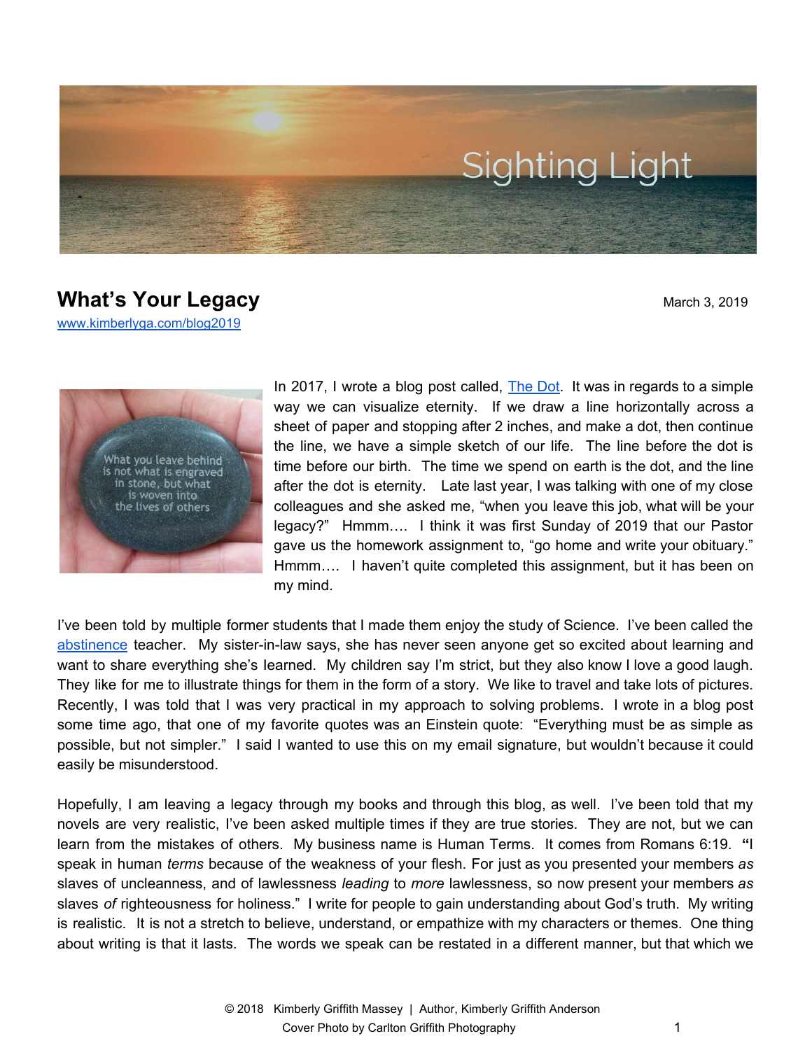# What's Your Legacy

March 3, 2019

www.kimberlyga.com/blog2019

In 2017, I wrote a blog post called, The Dot. It was in regards to a simple way we can visualize eternity. If we draw a line horizontally across a sheet of paper and stopping after 2 inches, and make a dot, then continue the line, we have a simple sketch of our life. The line before the dot is time before our birth. The time we spend on earth is the dot, and the line after the dot is eternity. Late last year, I was talking with one of my close colleagues and she asked me, "when you leave this job, what will be your legacy?" Hmmm…. I think it was first Sunday of 2019 that our Pastor gave us the homework assignment to, "go home and write your obituary." Hmmm…. I haven't quite completed this assignment, but it has been on my mind.

I've been told by multiple former students that I made them enjoy the study of Science. I've been called the abstinence teacher. My sister-in-law says, she has never seen anyone get so excited about learning and want to share everything she's learned. My children say I'm strict, but they also know I love a good laugh. They like for me to illustrate things for them in the form of a story. We like to travel and take lots of pictures. Recently, I was told that I was very practical in my approach to solving problems. I wrote in a blog post some time ago, that one of my favorite quotes was an Einstein quote: "Everything must be as simple as possible, but not simpler." I said I wanted to use this on my email signature, but wouldn't because it could easily be misunderstood.

Hopefully, I am leaving a legacy through my books and through this blog, as well. I've been told that my novels are very realistic, I've been asked multiple times if they are true stories. They are not, but we can learn from the mistakes of others. My business name is Human Terms. It comes from Romans 6:19. **"**I speak in human *terms* because of the weakness of your flesh. For just as you presented your members *as* slaves of uncleanness, and of lawlessness *leading* to *more* lawlessness, so now present your members *as* slaves *of* righteousness for holiness." I write for people to gain understanding about God's truth. My writing is realistic. It is not a stretch to believe, understand, or empathize with my characters or themes. One thing about writing is that it lasts. The words we speak can be restated in a different manner, but that which we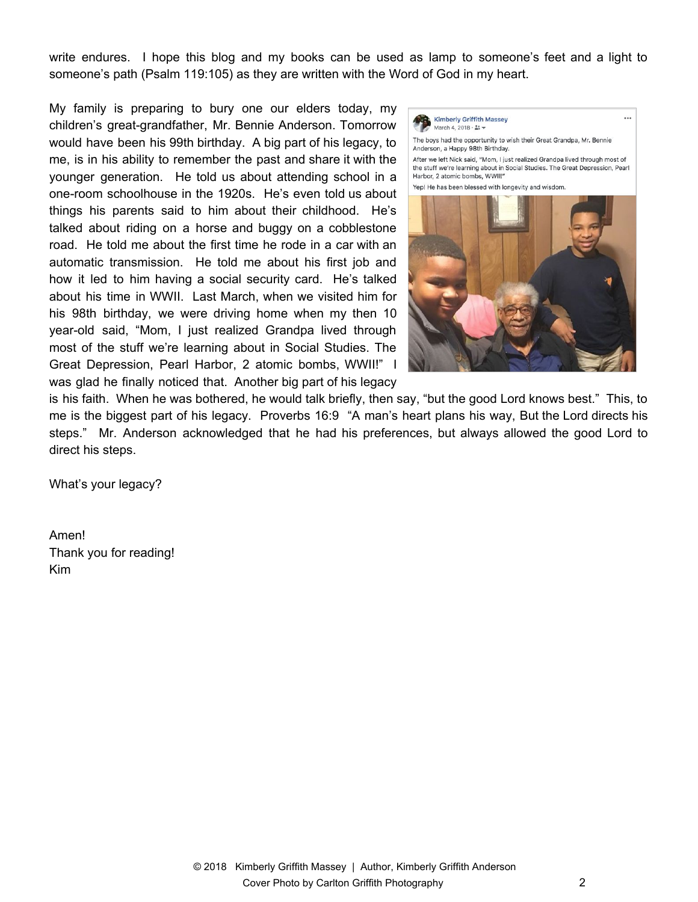write endures. I hope this blog and my books can be used as lamp to someone's feet and a light to someone's path (Psalm 119:105) as they are written with the Word of God in my heart.

My family is preparing to bury one our elders today, my children's great-grandfather, Mr. Bennie Anderson. Tomorrow would have been his 99th birthday. A big part of his legacy, to me, is in his ability to remember the past and share it with the younger generation. He told us about attending school in a one-room schoolhouse in the 1920s. He's even told us about things his parents said to him about their childhood. He's talked about riding on a horse and buggy on a cobblestone road. He told me about the first time he rode in a car with an automatic transmission. He told me about his first job and how it led to him having a social security card. He's talked about his time in WWII. Last March, when we visited him for his 98th birthday, we were driving home when my then 10 year-old said, "Mom, I just realized Grandpa lived through most of the stuff we're learning about in Social Studies. The Great Depression, Pearl Harbor, 2 atomic bombs, WWII!" I was glad he finally noticed that. Another big part of his legacy is his faith. When he was bothered, he would talk briefly, then say, "but the good Lord knows best." This, to me is the biggest part of his legacy. Proverbs 16:9 "A man's heart plans his way, But the Lord directs his steps." Mr. Anderson acknowledged that he had his preferences, but always allowed the good Lord to direct his steps.

What's your legacy?

Amen!
Thank you for reading!
Kim